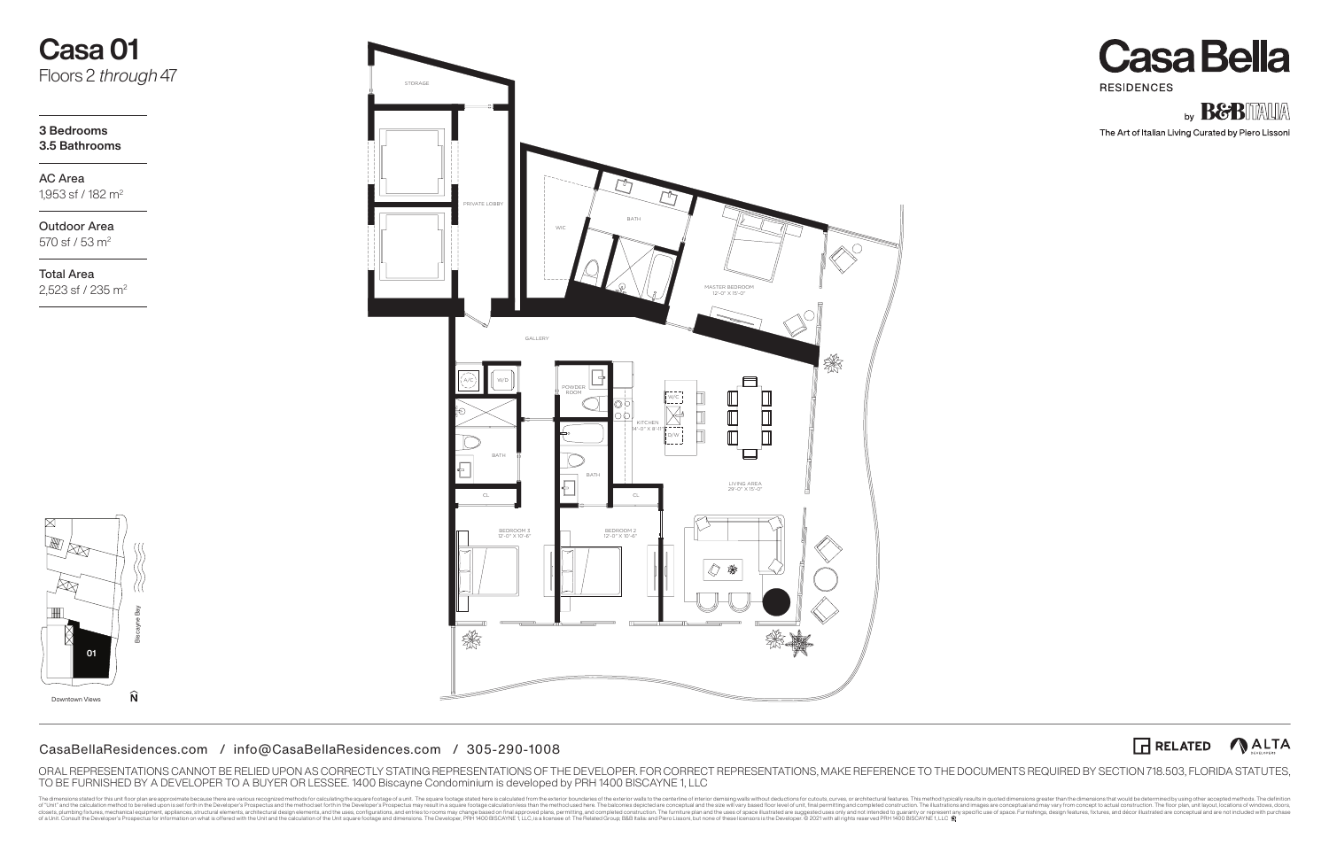# Casa 01

Floors 2 *through* 47

**3 Bedrooms**
**3.5 Bathrooms**

**AC Area**
1,953 sf / 182 m²

**Outdoor Area**
570 sf / 53 m²

**Total Area**
2,523 sf / 235 m²

STORAGE

PRIVATE LOBBY

WIC

BATH

MASTER BEDROOM
12'-0" X 15'-0"

GALLERY

A/C

W/D

POWDER ROOM

KITCHEN
14'-0" X 8'-11"

BATH

BATH

LIVING AREA
29'-0" X 15'-0"

CL

CL

BEDROOM 3
12'-0" X 10'-6"

BEDROOM 2
12'-0" X 10'-6"

01

Biscayne Bay

Downtown Views

N

## Casa Bella

RESIDENCES

by B&B ITALIA

The Art of Italian Living Curated by Piero Lissoni

CasaBellaResidences.com / info@CasaBellaResidences.com / 305-290-1008

RELATED ALTA DEVELOPERS

ORAL REPRESENTATIONS CANNOT BE RELIED UPON AS CORRECTLY STATING REPRESENTATIONS OF THE DEVELOPER. FOR CORRECT REPRESENTATIONS, MAKE REFERENCE TO THE DOCUMENTS REQUIRED BY SECTION 718.503, FLORIDA STATUTES, TO BE FURNISHED BY A DEVELOPER TO A BUYER OR LESSEE. 1400 Biscayne Condominium is developed by PRH 1400 BISCAYNE 1, LLC

The dimensions stated for this unit floor plan are approximate because there are various recognized methods for calculating the square footage of a unit. The square footage stated here is calculated from the exterior boundaries of the exterior walls to the centerline of interior demising walls without deductions for cutouts, curves, or architectural features. This method typically results in quoted dimensions greater than the dimensions that would be determined by using other accepted methods. The definition of "Unit" and the calculation method to be relied upon is set forth in the Developer's Prospectus and the method set forth in the Developer's Prospectus may result in a square footage calculation less than the method used here. The balconies depicted are conceptual and the size will vary based floor level of unit, final permitting and completed construction. The illustrations and images are conceptual and may vary from concept to actual construction. The floor plan, unit layout, locations of windows, doors, closets, plumbing fixtures, mechanical equipment, appliances, structural elements, architectural design elements, and the uses, configurations, and entries to rooms may change based on final approved plans, permitting, and completed construction. The furniture plan and the uses of space illustrated are suggested uses only and not intended to guaranty or represent any specific use of space. Furnishings, design features, fixtures, and décor illustrated are conceptual and are not included with purchase of a Unit. Consult the Developer's Prospectus for information on what is offered with the Unit and the calculation of the Unit square footage and dimensions. The Developer, PRH 1400 BISCAYNE 1, LLC, is a licensee of: The Related Group, B&B Italia; and Piero Lissoni, but none of these licensors is the Developer. © 2021 with all rights reserved PRH 1400 BISCAYNE 1, LLC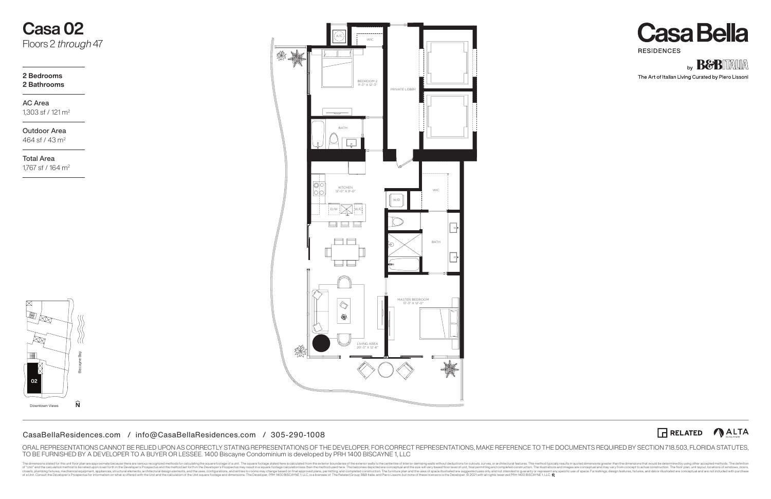# Casa 02

Floors 2 *through* 47

**2 Bedrooms**
**2 Bathrooms**

AC Area
1,303 sf / 121 m²

Outdoor Area
464 sf / 43 m²

Total Area
1,767 sf / 164 m²

A/C

WIC

BEDROOM 2
11'-3" X 12'-3"

PRIVATE LOBBY

BATH

KITCHEN
12'-0" X 9'-0"

D/W

W/C

W/D

WIC

BATH

MASTER BEDROOM
13'-3" X 12'-0"

LIVING AREA
20'-3" X 12'-6"

02

Biscayne Bay

Downtown Views

N

## Casa Bella

RESIDENCES

by B&B ITALIA

The Art of Italian Living Curated by Piero Lissoni

CasaBellaResidences.com / info@CasaBellaResidences.com / 305-290-1008

RELATED ALTA DEVELOPERS

ORAL REPRESENTATIONS CANNOT BE RELIED UPON AS CORRECTLY STATING REPRESENTATIONS OF THE DEVELOPER. FOR CORRECT REPRESENTATIONS, MAKE REFERENCE TO THE DOCUMENTS REQUIRED BY SECTION 718.503, FLORIDA STATUTES, TO BE FURNISHED BY A DEVELOPER TO A BUYER OR LESSEE. 1400 Biscayne Condominium is developed by PRH 1400 BISCAYNE 1, LLC

The dimensions stated for this unit floor plan are approximate because there are various recognized methods for calculating the square footage of a unit. The square footage stated here is calculated from the exterior boundaries of the exterior walls to the centerline of interior demising walls without deductions for cutouts, curves, or architectural features. This method typically results in quoted dimensions greater than the dimensions that would be determined by using other accepted methods. The definition of "Unit" and the calculation method to be relied upon is set forth in the Developer's Prospectus and the method set forth in the Developer's Prospectus may result in a square footage calculation less than the method used here. The balconies depicted are conceptual and the size will vary based floor level of unit, final permitting and completed construction. The illustrations and images are conceptual and may vary from concept to actual construction. The floor plan, unit layout, locations of windows, doors, closets, plumbing fixtures, mechanical equipment, appliances, structural elements, architectural design elements, and the uses, configurations, and entries to rooms may change based on final approved plans, permitting, and completed construction. The furniture plan and the uses of space illustrated are suggested uses only and not intended to guaranty or represent any specific use of space. Furnishings, design features, fixtures, and décor illustrated are conceptual and are not included with purchase of a Unit. Consult the Developer's Prospectus for information on what is offered with the Unit and the calculation of the Unit square footage and dimensions. The Developer, PRH 1400 BISCAYNE 1, LLC, is a licensee of: The Related Group; B&B Italia; and Piero Lissoni, but none of these licensors is the Developer. © 2021 with all rights reserved PRH 1400 BISCAYNE 1, LLC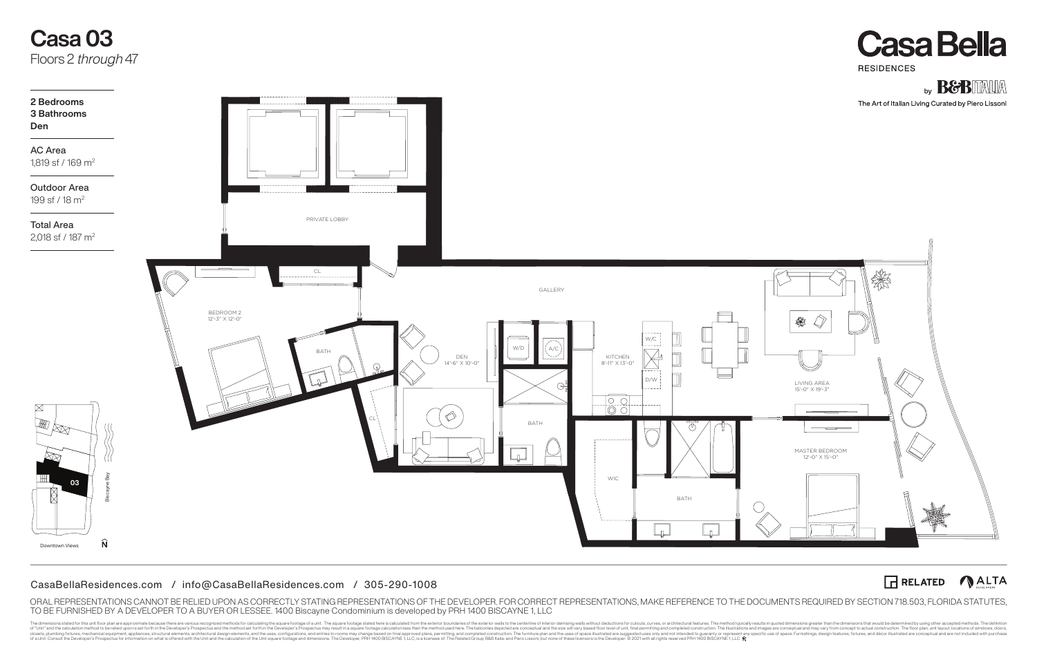# Casa 03

Floors 2 *through* 47

**2 Bedrooms**
**3 Bathrooms**
**Den**

AC Area
1,819 sf / 169 m²

Outdoor Area
199 sf / 18 m²

Total Area
2,018 sf / 187 m²

**Casa Bella**
RESIDENCES
by B&B ITALIA
The Art of Italian Living Curated by Piero Lissoni

PRIVATE LOBBY

CL

GALLERY

BEDROOM 2
12'-3" X 12'-0"

BATH

W/D

A/C

DEN
14'-6" X 10'-0"

KITCHEN
8'-11" X 13'-0"

W/C

D/W

LIVING AREA
15'-0" X 19'-3"

CL

BATH

WIC

BATH

MASTER BEDROOM
12'-0" X 15'-0"

03

Biscayne Bay

Downtown Views

N

CasaBellaResidences.com / info@CasaBellaResidences.com / 305-290-1008

RELATED ALTA

ORAL REPRESENTATIONS CANNOT BE RELIED UPON AS CORRECTLY STATING REPRESENTATIONS OF THE DEVELOPER. FOR CORRECT REPRESENTATIONS, MAKE REFERENCE TO THE DOCUMENTS REQUIRED BY SECTION 718.503, FLORIDA STATUTES, TO BE FURNISHED BY A DEVELOPER TO A BUYER OR LESSEE. 1400 Biscayne Condominium is developed by PRH 1400 BISCAYNE 1, LLC

The dimensions stated for this unit floor plan are approximate because there are various recognized methods for calculating the square footage of a unit. The square footage stated here is calculated from the exterior boundaries of the exterior walls to the centerline of interior demising walls without deductions for cutouts, curves, or architectural features. This method typically results in quoted dimensions greater than the dimensions that would be determined by using other accepted methods. The definition of "Unit" and the calculation method to be relied upon is set forth in the Developer's Prospectus and the method set forth in the Developer's Prospectus may result in a square footage calculation less than the method used here. The balconies depicted are conceptual and the size will vary based floor level of unit, final permitting and completed construction. The illustrations and images are conceptual and may vary from concept to actual construction. The floor plan, unit layout, locations of windows, doors, closets, plumbing fixtures, mechanical equipment, appliances, structural elements, architectural design elements, and the uses, configurations, and entries to rooms may change based on final approved plans, permitting, and completed construction. The furniture plan and the uses of space illustrated are suggested uses only and not intended to guaranty or represent any specific use of space. Furnishings, design features, fixtures, and decor illustrated are conceptual and are not included with purchase of a Unit. Consult the Developer's Prospectus for information on what is offered with the Unit and the calculation of the Unit square footage and dimensions. The Developer, PRH 1400 BISCAYNE 1, LLC, is a licensee of: The Related Group, B&B Italia; and Piero Lissoni, but none of these licensors is the Developer. © 2021 with all rights reserved PRH 1400 BISCAYNE 1, LLC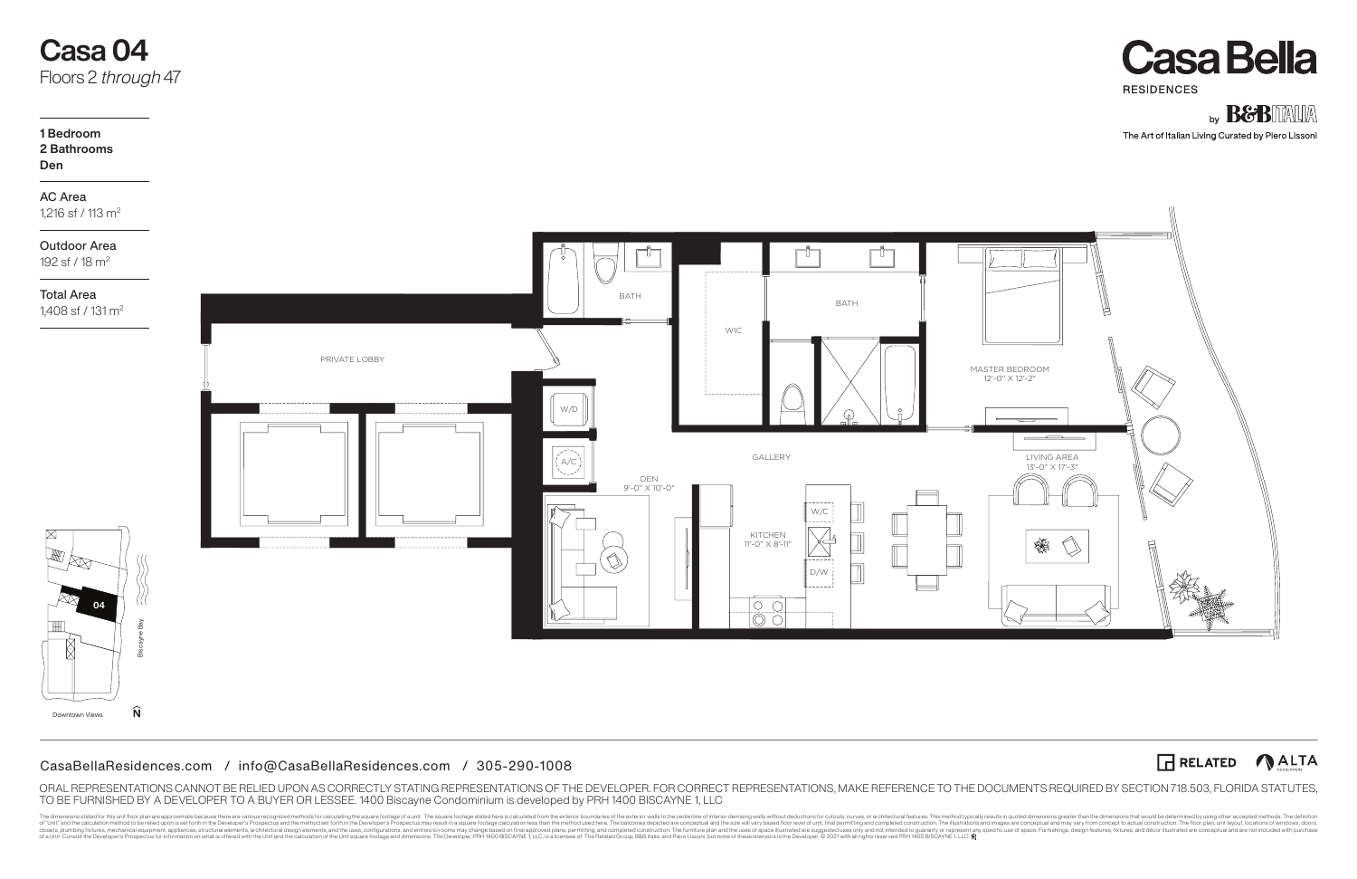# Casa 04

Floors 2 *through* 47

**1 Bedroom**
**2 Bathrooms**
**Den**

AC Area
1,216 sf / 113 m²

Outdoor Area
192 sf / 18 m²

Total Area
1,408 sf / 131 m²

**Casa Bella**
RESIDENCES
by B&B ITALIA
The Art of Italian Living Curated by Piero Lissoni

PRIVATE LOBBY

BATH

WIC

BATH

MASTER BEDROOM
12'-0" X 12'-2"

W/D

A/C

DEN
9'-0" X 10'-0"

GALLERY

KITCHEN
11'-0" X 8'-11"

W/C

D/W

LIVING AREA
13'-0" X 17'-3"

04

Biscayne Bay

Downtown Views

N

CasaBellaResidences.com / info@CasaBellaResidences.com / 305-290-1008

RELATED ALTA

ORAL REPRESENTATIONS CANNOT BE RELIED UPON AS CORRECTLY STATING REPRESENTATIONS OF THE DEVELOPER. FOR CORRECT REPRESENTATIONS, MAKE REFERENCE TO THE DOCUMENTS REQUIRED BY SECTION 718.503, FLORIDA STATUTES, TO BE FURNISHED BY A DEVELOPER TO A BUYER OR LESSEE. 1400 Biscayne Condominium is developed by PRH 1400 BISCAYNE 1, LLC

The dimensions stated for this unit floor plan are approximate because there are various recognized methods for calculating the square footage of a unit. The square footage stated here is calculated from the exterior boundaries of the exterior walls to the centerline of interior demising walls without deductions for cutouts, curves, or architectural features. This method typically results in quoted dimensions greater than the dimensions that would be determined by using other accepted methods. The definition of "Unit" and the calculation method to be relied upon is set forth in the Developer's Prospectus and the method set forth in the Developer's Prospectus may result in a square footage calculation less than the method used here. The balconies depicted are conceptual and the size will vary based floor level of unit, final permitting and completed construction. The illustrations and images are conceptual and may vary from concept to actual construction. The floor plan, unit layout, locations of windows, doors, closets, plumbing fixtures, mechanical equipment, appliances, structural elements, architectural design elements, and the uses, configurations, and entries to rooms may change based on final approved plans, permitting, and completed construction. The furniture plan and the uses of space illustrated are suggested uses only and not intended to guaranty or represent any specific use of space. Furnishings, design features, fixtures, and decor illustrated are conceptual and are not included with purchase of a Unit. Consult the Developer's Prospectus for information on what is offered with the Unit and the calculation of the Unit square footage and dimensions. The Developer, PRH 1400 BISCAYNE 1, LLC, is a licensee of The Related Group, B&B Italia, and Piero Lissoni, but none of these licensors is the Developer. © 2021 with all rights reserved PRH 1400 BISCAYNE 1, LLC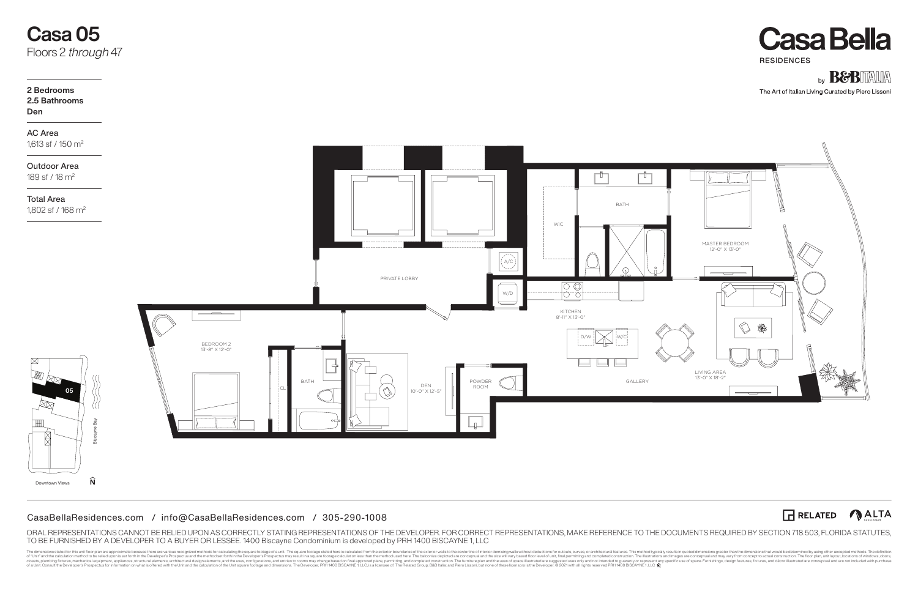# Casa 05

Floors 2 *through* 47

**2 Bedrooms**
**2.5 Bathrooms**
**Den**

AC Area
1,613 sf / 150 m$^2$

Outdoor Area
189 sf / 18 m$^2$

Total Area
1,802 sf / 168 m$^2$

**Casa Bella**
RESIDENCES
by B&B ITALIA
The Art of Italian Living Curated by Piero Lissoni

PRIVATE LOBBY

A/C

W/D

WIC

BATH

MASTER BEDROOM
12'-0" X 13'-0"

KITCHEN
8'-11" X 13'-0"

D/W

W/C

LIVING AREA
13'-0" X 18'-2"

GALLERY

POWDER ROOM

DEN
10'-0" X 12'-5"

BATH

CL

BEDROOM 2
13'-8" X 12'-0"

05

Biscayne Bay

Downtown Views

N

CasaBellaResidences.com / info@CasaBellaResidences.com / 305-290-1008

RELATED   ALTA DEVELOPERS

ORAL REPRESENTATIONS CANNOT BE RELIED UPON AS CORRECTLY STATING REPRESENTATIONS OF THE DEVELOPER. FOR CORRECT REPRESENTATIONS, MAKE REFERENCE TO THE DOCUMENTS REQUIRED BY SECTION 718.503, FLORIDA STATUTES, TO BE FURNISHED BY A DEVELOPER TO A BUYER OR LESSEE. 1400 Biscayne Condominium is developed by PRH 1400 BISCAYNE 1, LLC

The dimensions stated for this unit floor plan are approximate because there are various recognized methods for calculating the square footage of a unit. The square footage stated here is calculated from the exterior boundaries of the exterior walls to the centerline of interior demising walls without deductions for cutouts, curves, or architectural features. This method typically results in quoted dimensions greater than the dimensions that would be determined by using other accepted methods. The definition of "Unit" and the calculation method to be relied upon is set forth in the Developer's Prospectus and the method set forth in the Developer's Prospectus may result in a square footage calculation less than the method used here. The balconies depicted are conceptual and the size will vary based floor level of unit, final permitting and completed construction. The illustrations and images are conceptual and may vary from concept to actual construction. The floor plan, unit layout, locations of windows, doors, closets, plumbing fixtures, mechanical equipment, appliances, structural elements, architectural design elements, and the uses, configurations, and entries to rooms may change based on final approved plans, permitting, and completed construction. The furniture plan and the uses of space illustrated are suggested uses only and not intended to guaranty or represent any specific use of space. Furnishings, design features, fixtures, and decor illustrated are conceptual and are not included with purchase of a Unit. Consult the Developer's Prospectus for information on what is offered with the Unit and the calculation of the Unit square footage and dimensions. The Developer, PRH 1400 BISCAYNE 1, LLC, is a licensee of: The Related Group; B&B Italia; and Piero Lissoni, but none of these licensors is the Developer. © 2021 with all rights reserved PRH 1400 BISCAYNE 1, LLC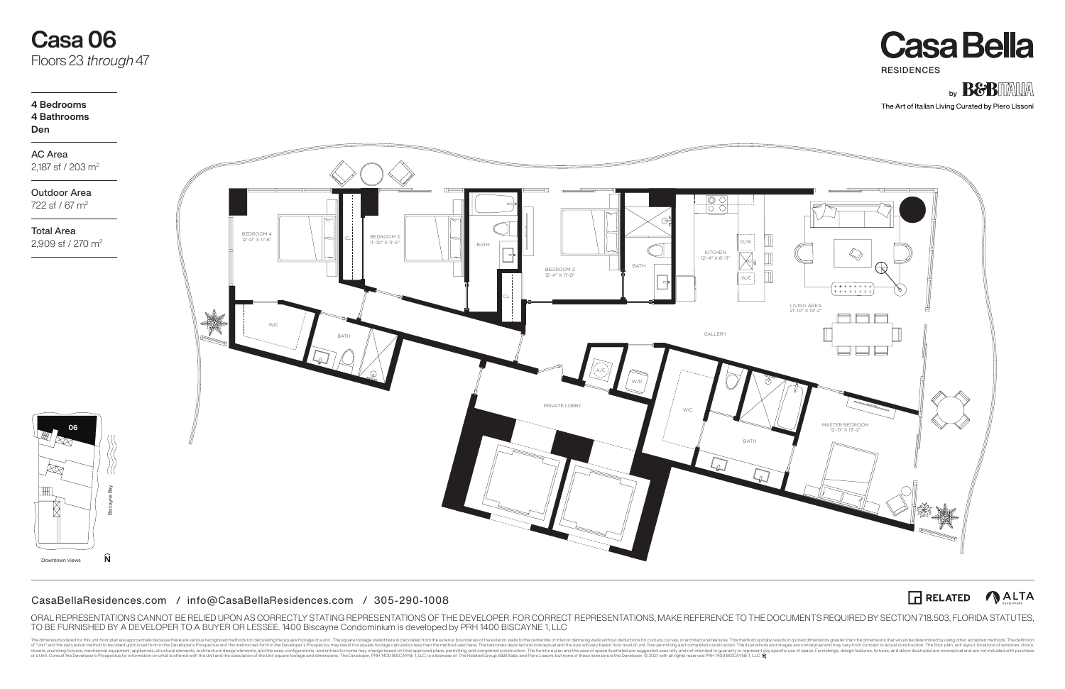# Casa 06

Floors 23 *through* 47

**4 Bedrooms**
**4 Bathrooms**
**Den**

AC Area
2,187 sf / 203 m²

Outdoor Area
722 sf / 67 m²

Total Area
2,909 sf / 270 m²

Casa Bella
RESIDENCES
by B&B ITALIA
The Art of Italian Living Curated by Piero Lissoni

BEDROOM 4
12'-0" X 11'-6"

CL

BEDROOM 3
11'-10" X 11'-5"

BATH

BEDROOM 2
12'-4" X 11'-0"

BATH

CL

KITCHEN
12'-4" X 8'-11"

D/W

W/C

LIVING AREA
21'-10" X 19'-2"

WIC

BATH

GALLERY

A/C

W/D

PRIVATE LOBBY

WIC

BATH

MASTER BEDROOM
12'-0" X 13'-2"

06

Biscayne Bay

Downtown Views

N

CasaBellaResidences.com / info@CasaBellaResidences.com / 305-290-1008

RELATED ALTA

ORAL REPRESENTATIONS CANNOT BE RELIED UPON AS CORRECTLY STATING REPRESENTATIONS OF THE DEVELOPER. FOR CORRECT REPRESENTATIONS, MAKE REFERENCE TO THE DOCUMENTS REQUIRED BY SECTION 718.503, FLORIDA STATUTES, TO BE FURNISHED BY A DEVELOPER TO A BUYER OR LESSEE. 1400 Biscayne Condominium is developed by PRH 1400 BISCAYNE 1, LLC

The dimensions stated for this unit floor plan are approximate because there are various recognized methods for calculating the square footage of a unit. The square footage stated here is calculated from the exterior boundaries of the exterior walls to the centerline of interior demising walls without deductions for cutouts, curves, or architectural features. This method typically results in quoted dimensions greater than the dimensions that would be determined by using other accepted methods. The definition of "Unit" and the calculation method to be relied upon is set forth in the Developer's Prospectus and the method set forth in the Developer's Prospectus may result in a square footage calculation less than the method used here. The balconies depicted are conceptual and the size will vary based floor level of unit, final permitting and completed construction. The illustrations and images are conceptual and may vary from concept to actual construction. The floor plan, unit layout, locations of windows, doors, closets, plumbing fixtures, mechanical equipment, appliances, structural elements, architectural design elements, and the uses, configurations, and entries to rooms may change based on final approved plans, permitting, and completed construction. The furniture plan and the uses of space illustrated are suggested uses only and not intended to guaranty or represent any specific use of space. Furnishings, design features, fixtures, and decor illustrated are conceptual and are not included with purchase of a Unit. Consult the Developer's Prospectus for information on what is offered with the Unit and the calculation of the Unit square footage and dimensions. The Developer, PRH 1400 BISCAYNE 1, LLC, is a licensee of: The Related Group; B&B Italia; and Piero Lissoni, but none of these licensors is the Developer. © 2021 with all rights reserved PRH 1400 BISCAYNE 1, LLC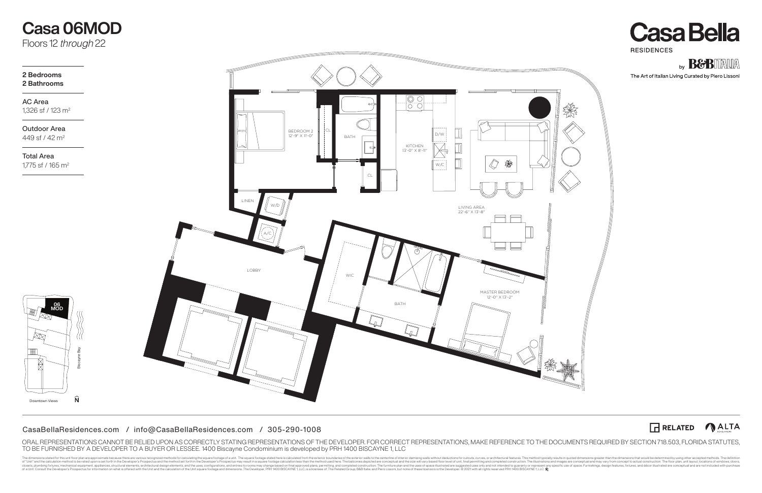# Casa 06MOD

Floors 12 *through* 22

**2 Bedrooms**
**2 Bathrooms**

AC Area
1,326 sf / 123 m$^2$

Outdoor Area
449 sf / 42 m$^2$

Total Area
1,775 sf / 165 m$^2$

# Casa Bella

RESIDENCES

by B&B ITALIA

The Art of Italian Living Curated by Piero Lissoni

BEDROOM 2
12'-9" X 11'-0"

CL

BATH

KITCHEN
13'-0" X 8'-11"

D/W

W/C

CL

LINEN

W/D

A/C

LIVING AREA
22'-6" X 13'-8"

LOBBY

WIC

BATH

MASTER BEDROOM
12'-0" X 13'-2"

06 MOD

Biscayne Bay

Downtown Views

N

CasaBellaResidences.com / info@CasaBellaResidences.com / 305-290-1008

RELATED ALTA DEVELOPERS

ORAL REPRESENTATIONS CANNOT BE RELIED UPON AS CORRECTLY STATING REPRESENTATIONS OF THE DEVELOPER. FOR CORRECT REPRESENTATIONS, MAKE REFERENCE TO THE DOCUMENTS REQUIRED BY SECTION 718.503, FLORIDA STATUTES, TO BE FURNISHED BY A DEVELOPER TO A BUYER OR LESSEE. 1400 Biscayne Condominium is developed by PRH 1400 BISCAYNE 1, LLC

The dimensions stated for this unit floor plan are approximate because there are various recognized methods for calculating the square footage of a unit. The square footage stated here is calculated from the exterior boundaries of the exterior walls to the centerline of interior demising walls without deductions for cutouts, curves, or architectural features. This method typically results in quoted dimensions greater than the dimensions that would be determined by using other accepted methods. The definition of "Unit" and the calculation method to be relied upon is set forth in the Developer's Prospectus and the method set forth in the Developer's Prospectus may result in a square footage calculation less than the method used here. The balconies depicted are conceptual and the size will vary based floor level of unit, final permitting and completed construction. The illustrations and images are conceptual and may vary from concept to actual construction. The floor plan, unit layout, locations of windows, doors, closets, plumbing fixtures, mechanical equipment, appliances, structural elements, architectural design elements, and the uses, configurations, and entries to rooms may change based on final approved plans, permitting, and completed construction. The furniture plan and the uses of space illustrated are suggested uses only and not intended to guaranty or represent any specific use of space. Furnishings, design features, fixtures, and decor illustrated are conceptual and are not included with purchase of a Unit. Consult the Developer's Prospectus for information on what is offered with the Unit and the calculation of the Unit square footage and dimensions. The Developer, PRH 1400 BISCAYNE 1, LLC, is a licensee of: The Related Group; B&B Italia; and Piero Lissoni, but none of these licensors is the Developer. © 2021 with all rights reserved PRH 1400 BISCAYNE 1, LLC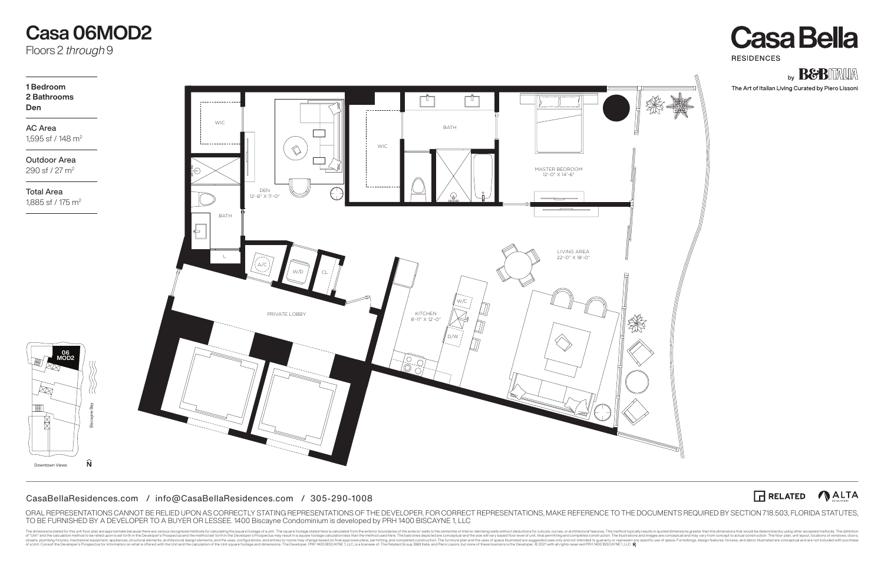# Casa 06MOD2

Floors 2 *through* 9

**Casa Bella**

RESIDENCES

by B&B ITALIA

The Art of Italian Living Curated by Piero Lissoni

**1 Bedroom**
**2 Bathrooms**
**Den**

AC Area
1,595 sf / 148 $m^2$

Outdoor Area
290 sf / 27 $m^2$

Total Area
1,885 sf / 175 $m^2$

WIC

DEN
12'-6" X 11'-0"

BATH

L

A/C

W/D

CL

PRIVATE LOBBY

WIC

BATH

MASTER BEDROOM
12'-0" X 14'-6"

LIVING AREA
22'-0" X 18'-0"

KITCHEN
8'-11" X 12'-0"

W/C

D/W

06 MOD2

Biscayne Bay

Downtown Views

N

CasaBellaResidences.com / info@CasaBellaResidences.com / 305-290-1008

RELATED ALTA

ORAL REPRESENTATIONS CANNOT BE RELIED UPON AS CORRECTLY STATING REPRESENTATIONS OF THE DEVELOPER. FOR CORRECT REPRESENTATIONS, MAKE REFERENCE TO THE DOCUMENTS REQUIRED BY SECTION 718.503, FLORIDA STATUTES, TO BE FURNISHED BY A DEVELOPER TO A BUYER OR LESSEE. 1400 Biscayne Condominium is developed by PRH 1400 BISCAYNE 1, LLC

The dimensions stated for this unit floor plan are approximate because there are various recognized methods for calculating the square footage of a unit. The square footage stated here is calculated from the exterior boundaries of the exterior walls to the centerline of interior demising walls without deductions for cutouts, curves, or architectural features. This method typically results in quoted dimensions greater than the dimensions that would be determined by using other accepted methods. The definition of "Unit" and the calculation method to be relied upon is set forth in the Developer's Prospectus and the method set forth in the Developer's Prospectus may result in a square footage calculation less than the method used here. The balconies depicted are conceptual and the size will vary based floor level of unit, final permitting and completed construction. The illustrations and images are conceptual and may vary from concept to actual construction. The floor plan, unit layout, locations of windows, doors, closets, plumbing fixtures, mechanical equipment, appliances, structural elements, architectural design elements, and the uses, configurations, and entries to rooms may change based on final approved plans, permitting, and completed construction. The furniture plan and the uses of space illustrated are suggested uses only and not intended to guaranty or represent any specific use of space. Furnishings, design features, fixtures, and decor illustrated are conceptual and are not included with purchase of a Unit. Consult the Developer's Prospectus for information on what is offered with the Unit and the calculation of the Unit square footage and dimensions. The Developer, PRH 1400 BISCAYNE 1, LLC, is a licensee of: The Related Group; B&B Italia; and Piero Lissoni, but none of these licensors is the Developer. © 2021 with all rights reserved PRH 1400 BISCAYNE 1, LLC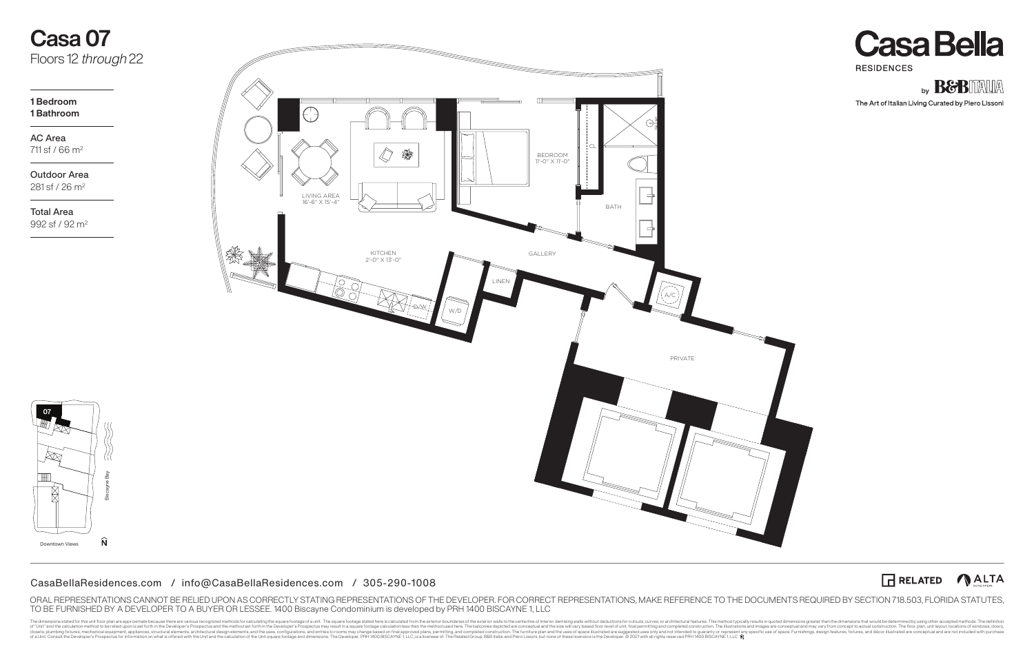# Casa 07

Floors 12 *through* 22

**1 Bedroom**
**1 Bathroom**

AC Area
711 sf / 66 m²

Outdoor Area
281 sf / 26 m²

Total Area
992 sf / 92 m²

LIVING AREA
16'-6" X 15'-4"

BEDROOM
11'-0" X 11'-0"

CL

BATH

KITCHEN
2'-0" X 13'-0"

GALLERY

LINEN

D/W

W/D

A/C

PRIVATE

07

Biscayne Bay

Downtown Views

N

**Casa Bella**
RESIDENCES
by B&B ITALIA
The Art of Italian Living Curated by Piero Lissoni

CasaBellaResidences.com / info@CasaBellaResidences.com / 305-290-1008

RELATED ALTA

ORAL REPRESENTATIONS CANNOT BE RELIED UPON AS CORRECTLY STATING REPRESENTATIONS OF THE DEVELOPER. FOR CORRECT REPRESENTATIONS, MAKE REFERENCE TO THE DOCUMENTS REQUIRED BY SECTION 718.503, FLORIDA STATUTES, TO BE FURNISHED BY A DEVELOPER TO A BUYER OR LESSEE. 1400 Biscayne Condominium is developed by PRH 1400 BISCAYNE 1, LLC

The dimensions stated for this unit floor plan are approximate because there are various recognized methods for calculating the square footage of a unit. The square footage stated here is calculated from the exterior boundaries of the exterior walls to the centerline of interior demising walls without deductions for cutouts, curves, or architectural features. This method typically results in quoted dimensions greater than the dimensions that would be determined by using other accepted methods. The definition of "Unit" and the calculation method to be relied upon is set forth in the Developer's Prospectus and the method set forth in the Developer's Prospectus may result in a square footage calculation less than the method used here. The balconies depicted are conceptual and the size will vary based floor level of unit, final permitting and completed construction. The illustrations and images are conceptual and may vary from concept to actual construction. The floor plan, unit layout, locations of windows, doors, closets, plumbing fixtures, mechanical equipment, appliances, structural elements, architectural design elements, and the uses, configurations, and entries to rooms may change based on final approved plans, permitting, and completed construction. The furniture plan and the uses of space illustrated are suggested uses only and not intended to guaranty or represent any specific use of space. Furnishings, design features, fixtures, and decor illustrated are conceptual and are not included with purchase of a Unit. Consult the Developer's Prospectus for information on what is offered with the Unit and the calculation of the Unit square footage and dimensions. The Developer, PRH 1400 BISCAYNE 1, LLC, is a licensee of: The Related Group; B&B Italia; and Piero Lissoni, but none of these licensors is the Developer. © 2021 with all rights reserved PRH 1400 BISCAYNE 1, LLC